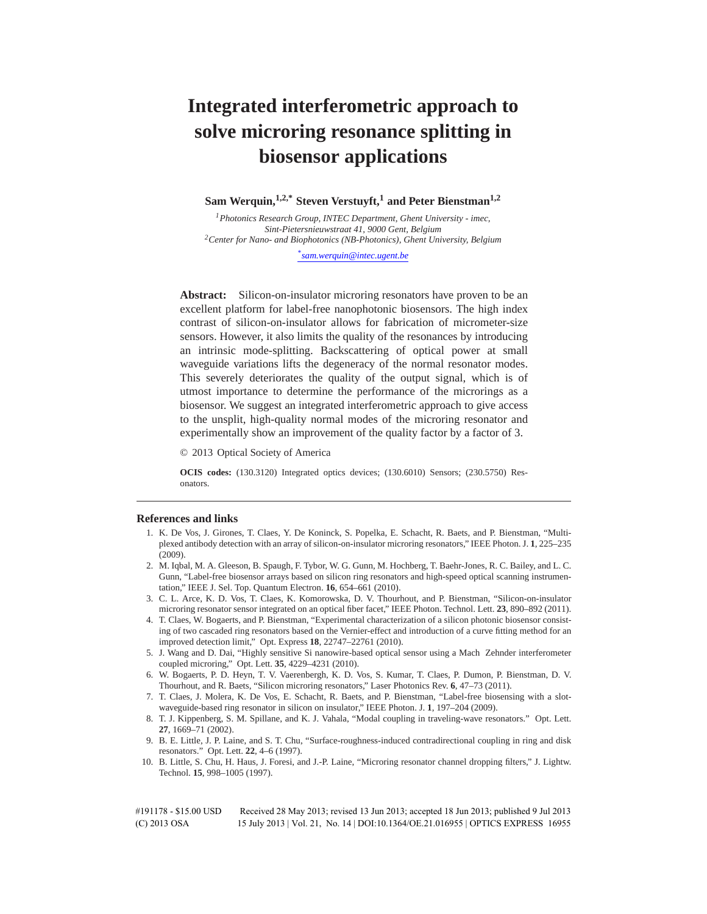# Integrated interferometric approach to solve microring resonance splitting in biosensor applications

**Sam Werquin,[1,2,*] Steven Verstuyft,[1] and Peter Bienstman[1,2]**

[1] *Photonics Research Group, INTEC Department, Ghent University - imec, Sint-Pietersnieuwstraat 41, 9000 Gent, Belgium*
[2] *Center for Nano- and Biophotonics (NB-Photonics), Ghent University, Belgium*

[*] *sam.werquin@intec.ugent.be*

**Abstract:** Silicon-on-insulator microring resonators have proven to be an excellent platform for label-free nanophotonic biosensors. The high index contrast of silicon-on-insulator allows for fabrication of micrometer-size sensors. However, it also limits the quality of the resonances by introducing an intrinsic mode-splitting. Backscattering of optical power at small waveguide variations lifts the degeneracy of the normal resonator modes. This severely deteriorates the quality of the output signal, which is of utmost importance to determine the performance of the microrings as a biosensor. We suggest an integrated interferometric approach to give access to the unsplit, high-quality normal modes of the microring resonator and experimentally show an improvement of the quality factor by a factor of 3.

© 2013 Optical Society of America

**OCIS codes:** (130.3120) Integrated optics devices; (130.6010) Sensors; (230.5750) Resonators.

## References and links

1. K. De Vos, J. Girones, T. Claes, Y. De Koninck, S. Popelka, E. Schacht, R. Baets, and P. Bienstman, "Multiplexed antibody detection with an array of silicon-on-insulator microring resonators," IEEE Photon. J. **1**, 225–235 (2009).
2. M. Iqbal, M. A. Gleeson, B. Spaugh, F. Tybor, W. G. Gunn, M. Hochberg, T. Baehr-Jones, R. C. Bailey, and L. C. Gunn, "Label-free biosensor arrays based on silicon ring resonators and high-speed optical scanning instrumentation," IEEE J. Sel. Top. Quantum Electron. **16**, 654–661 (2010).
3. C. L. Arce, K. D. Vos, T. Claes, K. Komorowska, D. V. Thourhout, and P. Bienstman, "Silicon-on-insulator microring resonator sensor integrated on an optical fiber facet," IEEE Photon. Technol. Lett. **23**, 890–892 (2011).
4. T. Claes, W. Bogaerts, and P. Bienstman, "Experimental characterization of a silicon photonic biosensor consisting of two cascaded ring resonators based on the Vernier-effect and introduction of a curve fitting method for an improved detection limit," Opt. Express **18**, 22747–22761 (2010).
5. J. Wang and D. Dai, "Highly sensitive Si nanowire-based optical sensor using a Mach Zehnder interferometer coupled microring," Opt. Lett. **35**, 4229–4231 (2010).
6. W. Bogaerts, P. D. Heyn, T. V. Vaerenbergh, K. D. Vos, S. Kumar, T. Claes, P. Dumon, P. Bienstman, D. V. Thourhout, and R. Baets, "Silicon microring resonators," Laser Photonics Rev. **6**, 47–73 (2011).
7. T. Claes, J. Molera, K. De Vos, E. Schacht, R. Baets, and P. Bienstman, "Label-free biosensing with a slot-waveguide-based ring resonator in silicon on insulator," IEEE Photon. J. **1**, 197–204 (2009).
8. T. J. Kippenberg, S. M. Spillane, and K. J. Vahala, "Modal coupling in traveling-wave resonators." Opt. Lett. **27**, 1669–71 (2002).
9. B. E. Little, J. P. Laine, and S. T. Chu, "Surface-roughness-induced contradirectional coupling in ring and disk resonators." Opt. Lett. **22**, 4–6 (1997).
10. B. Little, S. Chu, H. Haus, J. Foresi, and J.-P. Laine, "Microring resonator channel dropping filters," J. Lightw. Technol. **15**, 998–1005 (1997).

#191178 - $15.00 USD Received 28 May 2013; revised 13 Jun 2013; accepted 18 Jun 2013; published 9 Jul 2013
(C) 2013 OSA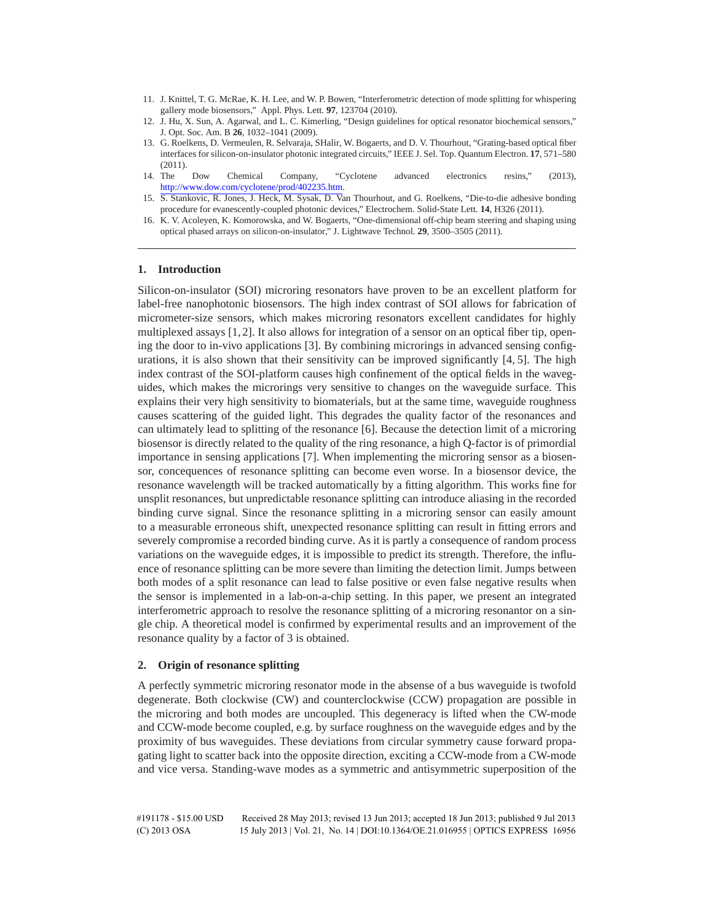11. J. Knittel, T. G. McRae, K. H. Lee, and W. P. Bowen, "Interferometric detection of mode splitting for whispering gallery mode biosensors," Appl. Phys. Lett. **97**, 123704 (2010).
12. J. Hu, X. Sun, A. Agarwal, and L. C. Kimerling, "Design guidelines for optical resonator biochemical sensors," J. Opt. Soc. Am. B **26**, 1032–1041 (2009).
13. G. Roelkens, D. Vermeulen, R. Selvaraja, SHalir, W. Bogaerts, and D. V. Thourhout, "Grating-based optical fiber interfaces for silicon-on-insulator photonic integrated circuits," IEEE J. Sel. Top. Quantum Electron. **17**, 571–580 (2011).
14. The Dow Chemical Company, "Cyclotene advanced electronics resins," (2013), http://www.dow.com/cyclotene/prod/402235.htm.
15. S. Stankovic, R. Jones, J. Heck, M. Sysak, D. Van Thourhout, and G. Roelkens, "Die-to-die adhesive bonding procedure for evanescently-coupled photonic devices," Electrochem. Solid-State Lett. **14**, H326 (2011).
16. K. V. Acoleyen, K. Komorowska, and W. Bogaerts, "One-dimensional off-chip beam steering and shaping using optical phased arrays on silicon-on-insulator," J. Lightwave Technol. **29**, 3500–3505 (2011).

---

## 1. Introduction

Silicon-on-insulator (SOI) microring resonators have proven to be an excellent platform for label-free nanophotonic biosensors. The high index contrast of SOI allows for fabrication of micrometer-size sensors, which makes microring resonators excellent candidates for highly multiplexed assays [1,2]. It also allows for integration of a sensor on an optical fiber tip, opening the door to in-vivo applications [3]. By combining microrings in advanced sensing configurations, it is also shown that their sensitivity can be improved significantly [4,5]. The high index contrast of the SOI-platform causes high confinement of the optical fields in the waveguides, which makes the microrings very sensitive to changes on the waveguide surface. This explains their very high sensitivity to biomaterials, but at the same time, waveguide roughness causes scattering of the guided light. This degrades the quality factor of the resonances and can ultimately lead to splitting of the resonance [6]. Because the detection limit of a microring biosensor is directly related to the quality of the ring resonance, a high Q-factor is of primordial importance in sensing applications [7]. When implementing the microring sensor as a biosensor, concequences of resonance splitting can become even worse. In a biosensor device, the resonance wavelength will be tracked automatically by a fitting algorithm. This works fine for unsplit resonances, but unpredictable resonance splitting can introduce aliasing in the recorded binding curve signal. Since the resonance splitting in a microring sensor can easily amount to a measurable erroneous shift, unexpected resonance splitting can result in fitting errors and severely compromise a recorded binding curve. As it is partly a consequence of random process variations on the waveguide edges, it is impossible to predict its strength. Therefore, the influence of resonance splitting can be more severe than limiting the detection limit. Jumps between both modes of a split resonance can lead to false positive or even false negative results when the sensor is implemented in a lab-on-a-chip setting. In this paper, we present an integrated interferometric approach to resolve the resonance splitting of a microring resonantor on a single chip. A theoretical model is confirmed by experimental results and an improvement of the resonance quality by a factor of 3 is obtained.

## 2. Origin of resonance splitting

A perfectly symmetric microring resonator mode in the absense of a bus waveguide is twofold degenerate. Both clockwise (CW) and counterclockwise (CCW) propagation are possible in the microring and both modes are uncoupled. This degeneracy is lifted when the CW-mode and CCW-mode become coupled, e.g. by surface roughness on the waveguide edges and by the proximity of bus waveguides. These deviations from circular symmetry cause forward propagating light to scatter back into the opposite direction, exciting a CCW-mode from a CW-mode and vice versa. Standing-wave modes as a symmetric and antisymmetric superposition of the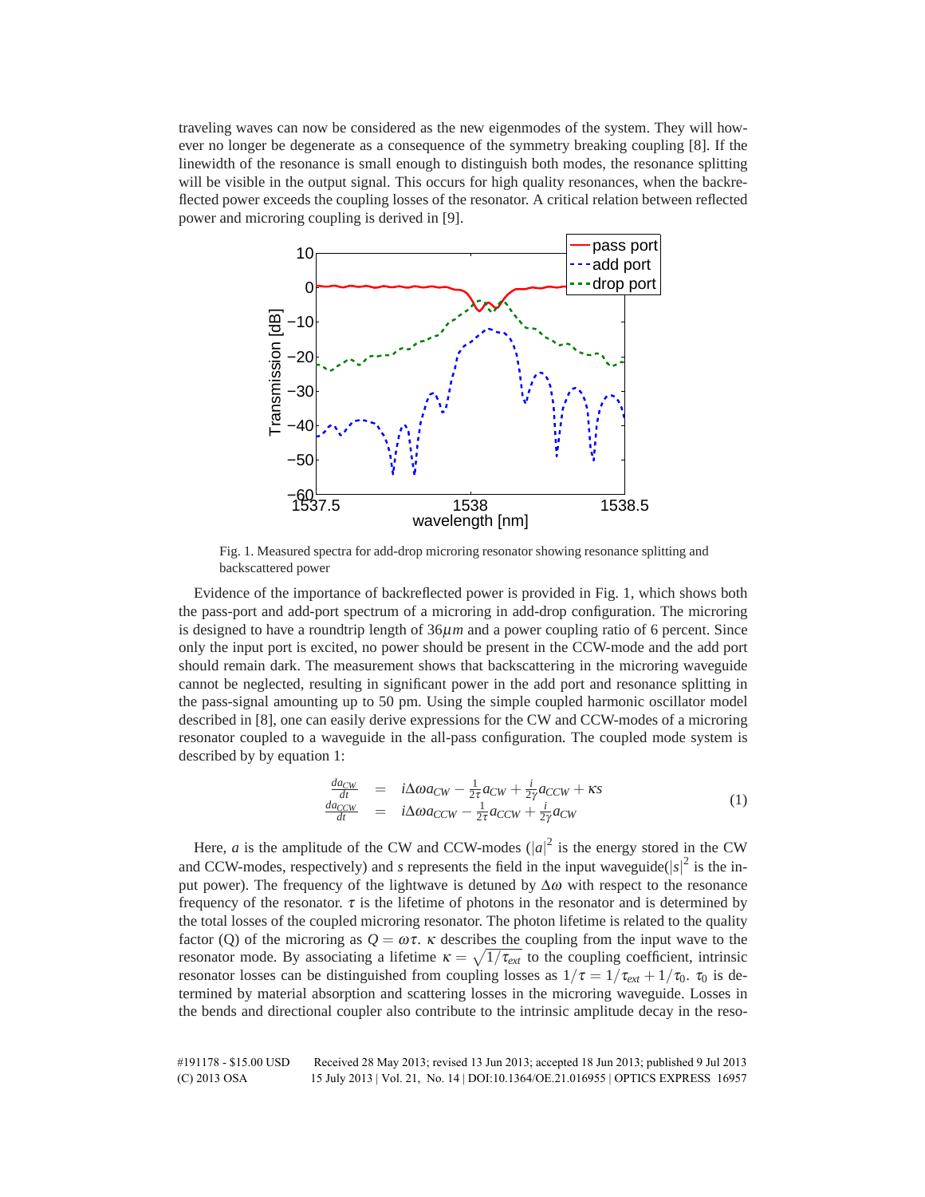traveling waves can now be considered as the new eigenmodes of the system. They will however no longer be degenerate as a consequence of the symmetry breaking coupling [8]. If the linewidth of the resonance is small enough to distinguish both modes, the resonance splitting will be visible in the output signal. This occurs for high quality resonances, when the backreflected power exceeds the coupling losses of the resonator. A critical relation between reflected power and microring coupling is derived in [9].

Fig. 1. Measured spectra for add-drop microring resonator showing resonance splitting and backscattered power

Evidence of the importance of backreflected power is provided in Fig. 1, which shows both the pass-port and add-port spectrum of a microring in add-drop configuration. The microring is designed to have a roundtrip length of $36\mu m$ and a power coupling ratio of 6 percent. Since only the input port is excited, no power should be present in the CCW-mode and the add port should remain dark. The measurement shows that backscattering in the microring waveguide cannot be neglected, resulting in significant power in the add port and resonance splitting in the pass-signal amounting up to 50 pm. Using the simple coupled harmonic oscillator model described in [8], one can easily derive expressions for the CW and CCW-modes of a microring resonator coupled to a waveguide in the all-pass configuration. The coupled mode system is described by by equation 1:

$$
\begin{aligned}
\frac{da_{CW}}{dt} &= i\Delta\omega a_{CW} - \frac{1}{2\tau}a_{CW} + \frac{i}{2\gamma}a_{CCW} + \kappa s \\
\frac{da_{CCW}}{dt} &= i\Delta\omega a_{CCW} - \frac{1}{2\tau}a_{CCW} + \frac{i}{2\gamma}a_{CW}
\end{aligned}
\tag{1}
$$

Here, $a$ is the amplitude of the CW and CCW-modes ($|a|^2$ is the energy stored in the CW and CCW-modes, respectively) and $s$ represents the field in the input waveguide($|s|^2$ is the input power). The frequency of the lightwave is detuned by $\Delta\omega$ with respect to the resonance frequency of the resonator. $\tau$ is the lifetime of photons in the resonator and is determined by the total losses of the coupled microring resonator. The photon lifetime is related to the quality factor (Q) of the microring as $Q = \omega\tau$. $\kappa$ describes the coupling from the input wave to the resonator mode. By associating a lifetime $\kappa = \sqrt{1/\tau_{ext}}$ to the coupling coefficient, intrinsic resonator losses can be distinguished from coupling losses as $1/\tau = 1/\tau_{ext} + 1/\tau_0$. $\tau_0$ is determined by material absorption and scattering losses in the microring waveguide. Losses in the bends and directional coupler also contribute to the intrinsic amplitude decay in the reso-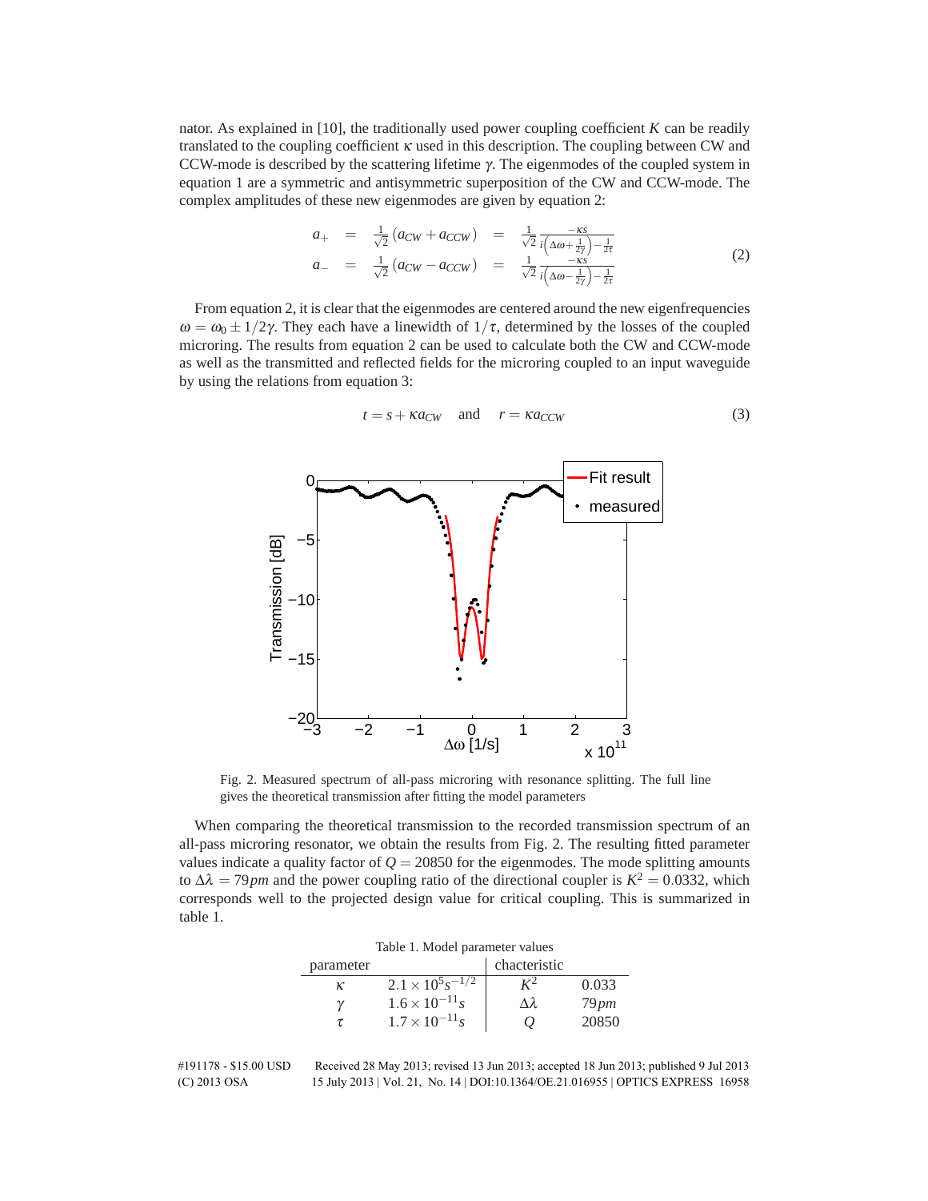nator. As explained in [10], the traditionally used power coupling coefficient $K$ can be readily translated to the coupling coefficient $\kappa$ used in this description. The coupling between CW and CCW-mode is described by the scattering lifetime $\gamma$. The eigenmodes of the coupled system in equation 1 are a symmetric and antisymmetric superposition of the CW and CCW-mode. The complex amplitudes of these new eigenmodes are given by equation 2:

$$
\begin{aligned}
a_{+} &= \frac{1}{\sqrt{2}}\left(a_{CW} + a_{CCW}\right) = \frac{1}{\sqrt{2}} \frac{-\kappa s}{i\left(\Delta\omega + \frac{1}{2\gamma}\right) - \frac{1}{2\tau}} \\
a_{-} &= \frac{1}{\sqrt{2}}\left(a_{CW} - a_{CCW}\right) = \frac{1}{\sqrt{2}} \frac{-\kappa s}{i\left(\Delta\omega - \frac{1}{2\gamma}\right) - \frac{1}{2\tau}}
\end{aligned}
\tag{2}
$$

From equation 2, it is clear that the eigenmodes are centered around the new eigenfrequencies $\omega = \omega_0 \pm 1/2\gamma$. They each have a linewidth of $1/\tau$, determined by the losses of the coupled microring. The results from equation 2 can be used to calculate both the CW and CCW-mode as well as the transmitted and reflected fields for the microring coupled to an input waveguide by using the relations from equation 3:

$$
t = s + \kappa a_{CW} \quad \text{and} \quad r = \kappa a_{CCW} \tag{3}
$$

Fig. 2. Measured spectrum of all-pass microring with resonance splitting. The full line gives the theoretical transmission after fitting the model parameters

When comparing the theoretical transmission to the recorded transmission spectrum of an all-pass microring resonator, we obtain the results from Fig. 2. The resulting fitted parameter values indicate a quality factor of $Q = 20850$ for the eigenmodes. The mode splitting amounts to $\Delta\lambda = 79pm$ and the power coupling ratio of the directional coupler is $K^2 = 0.0332$, which corresponds well to the projected design value for critical coupling. This is summarized in table 1.

Table 1. Model parameter values

| parameter | | chacteristic | |
|---|---|---|---|
| $\kappa$ | $2.1 \times 10^5 s^{-1/2}$ | $K^2$ | 0.033 |
| $\gamma$ | $1.6 \times 10^{-11} s$ | $\Delta\lambda$ | $79pm$ |
| $\tau$ | $1.7 \times 10^{-11} s$ | $Q$ | 20850 |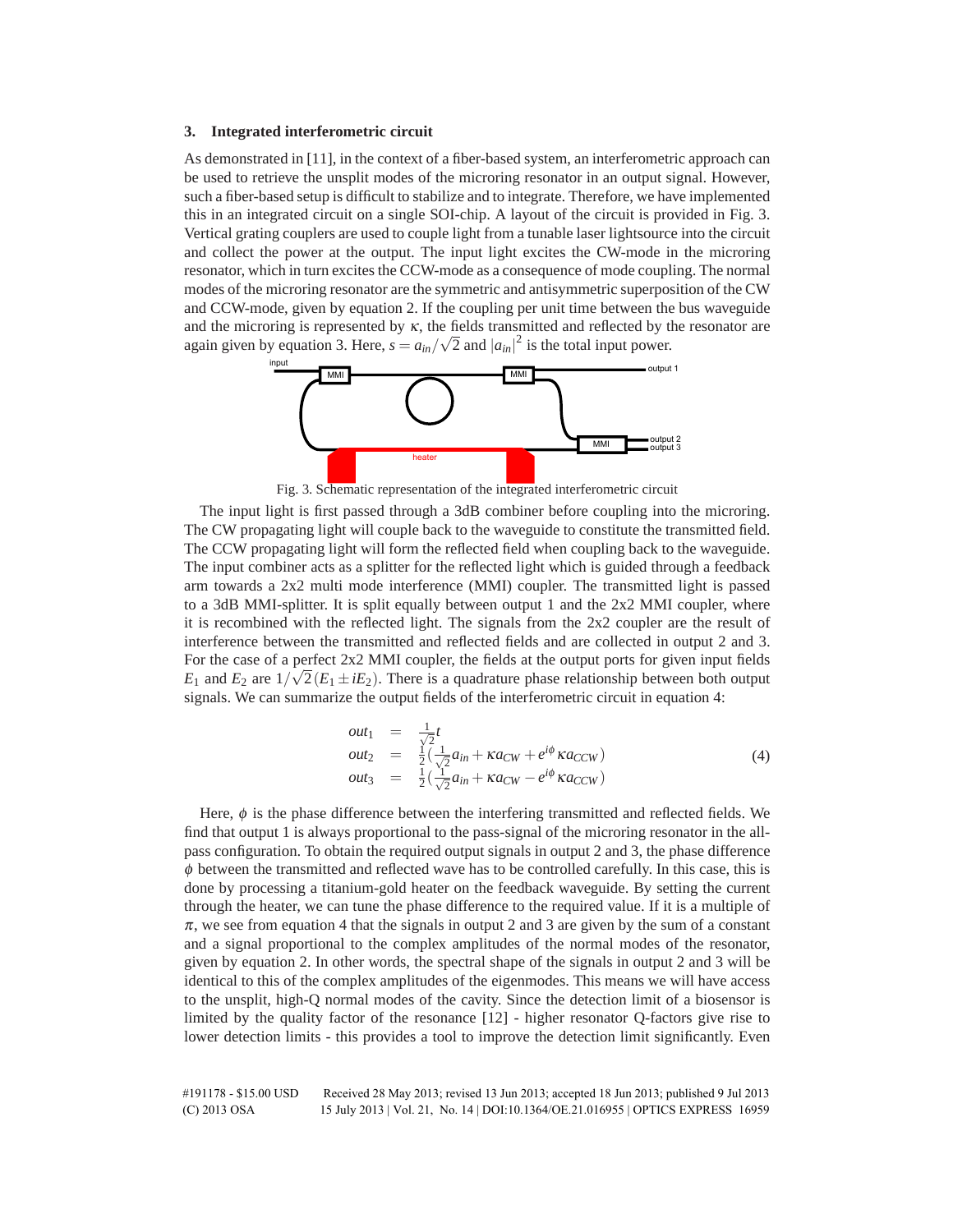### 3. Integrated interferometric circuit

As demonstrated in [11], in the context of a fiber-based system, an interferometric approach can be used to retrieve the unsplit modes of the microring resonator in an output signal. However, such a fiber-based setup is difficult to stabilize and to integrate. Therefore, we have implemented this in an integrated circuit on a single SOI-chip. A layout of the circuit is provided in Fig. 3. Vertical grating couplers are used to couple light from a tunable laser lightsource into the circuit and collect the power at the output. The input light excites the CW-mode in the microring resonator, which in turn excites the CCW-mode as a consequence of mode coupling. The normal modes of the microring resonator are the symmetric and antisymmetric superposition of the CW and CCW-mode, given by equation 2. If the coupling per unit time between the bus waveguide and the microring is represented by $\kappa$, the fields transmitted and reflected by the resonator are again given by equation 3. Here, $s = a_{in}/\sqrt{2}$ and $|a_{in}|^2$ is the total input power.

Fig. 3. Schematic representation of the integrated interferometric circuit

The input light is first passed through a 3dB combiner before coupling into the microring. The CW propagating light will couple back to the waveguide to constitute the transmitted field. The CCW propagating light will form the reflected field when coupling back to the waveguide. The input combiner acts as a splitter for the reflected light which is guided through a feedback arm towards a 2x2 multi mode interference (MMI) coupler. The transmitted light is passed to a 3dB MMI-splitter. It is split equally between output 1 and the 2x2 MMI coupler, where it is recombined with the reflected light. The signals from the 2x2 coupler are the result of interference between the transmitted and reflected fields and are collected in output 2 and 3. For the case of a perfect 2x2 MMI coupler, the fields at the output ports for given input fields $E_1$ and $E_2$ are $1/\sqrt{2}(E_1 \pm iE_2)$. There is a quadrature phase relationship between both output signals. We can summarize the output fields of the interferometric circuit in equation 4:

$$
\begin{aligned}
out_1 &= \frac{1}{\sqrt{2}}t \\
out_2 &= \frac{1}{2}\left(\frac{1}{\sqrt{2}}a_{in} + \kappa a_{CW} + e^{i\phi}\,\kappa a_{CCW}\right) \\
out_3 &= \frac{1}{2}\left(\frac{1}{\sqrt{2}}a_{in} + \kappa a_{CW} - e^{i\phi}\,\kappa a_{CCW}\right)
\end{aligned}
\tag{4}
$$

Here, $\phi$ is the phase difference between the interfering transmitted and reflected fields. We find that output 1 is always proportional to the pass-signal of the microring resonator in the all-pass configuration. To obtain the required output signals in output 2 and 3, the phase difference $\phi$ between the transmitted and reflected wave has to be controlled carefully. In this case, this is done by processing a titanium-gold heater on the feedback waveguide. By setting the current through the heater, we can tune the phase difference to the required value. If it is a multiple of $\pi$, we see from equation 4 that the signals in output 2 and 3 are given by the sum of a constant and a signal proportional to the complex amplitudes of the normal modes of the resonator, given by equation 2. In other words, the spectral shape of the signals in output 2 and 3 will be identical to this of the complex amplitudes of the eigenmodes. This means we will have access to the unsplit, high-Q normal modes of the cavity. Since the detection limit of a biosensor is limited by the quality factor of the resonance [12] - higher resonator Q-factors give rise to lower detection limits - this provides a tool to improve the detection limit significantly. Even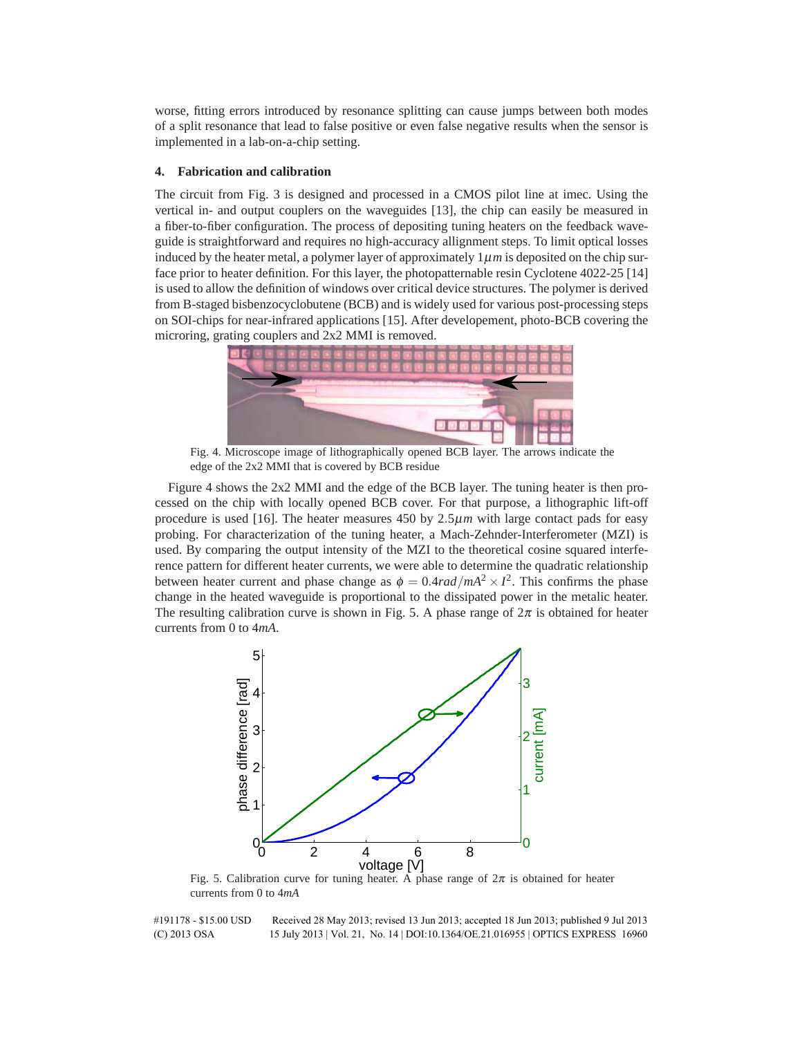worse, fitting errors introduced by resonance splitting can cause jumps between both modes of a split resonance that lead to false positive or even false negative results when the sensor is implemented in a lab-on-a-chip setting.

## 4. Fabrication and calibration

The circuit from Fig. 3 is designed and processed in a CMOS pilot line at imec. Using the vertical in- and output couplers on the waveguides [13], the chip can easily be measured in a fiber-to-fiber configuration. The process of depositing tuning heaters on the feedback waveguide is straightforward and requires no high-accuracy allignment steps. To limit optical losses induced by the heater metal, a polymer layer of approximately $1\mu m$ is deposited on the chip surface prior to heater definition. For this layer, the photopatternable resin Cyclotene 4022-25 [14] is used to allow the definition of windows over critical device structures. The polymer is derived from B-staged bisbenzocyclobutene (BCB) and is widely used for various post-processing steps on SOI-chips for near-infrared applications [15]. After developement, photo-BCB covering the microring, grating couplers and 2x2 MMI is removed.

Fig. 4. Microscope image of lithographically opened BCB layer. The arrows indicate the edge of the 2x2 MMI that is covered by BCB residue

Figure 4 shows the 2x2 MMI and the edge of the BCB layer. The tuning heater is then processed on the chip with locally opened BCB cover. For that purpose, a lithographic lift-off procedure is used [16]. The heater measures 450 by $2.5\mu m$ with large contact pads for easy probing. For characterization of the tuning heater, a Mach-Zehnder-Interferometer (MZI) is used. By comparing the output intensity of the MZI to the theoretical cosine squared interference pattern for different heater currents, we were able to determine the quadratic relationship between heater current and phase change as $\phi = 0.4 rad/mA^2 \times I^2$. This confirms the phase change in the heated waveguide is proportional to the dissipated power in the metalic heater. The resulting calibration curve is shown in Fig. 5. A phase range of $2\pi$ is obtained for heater currents from 0 to $4mA$.

Fig. 5. Calibration curve for tuning heater. A phase range of $2\pi$ is obtained for heater currents from 0 to $4mA$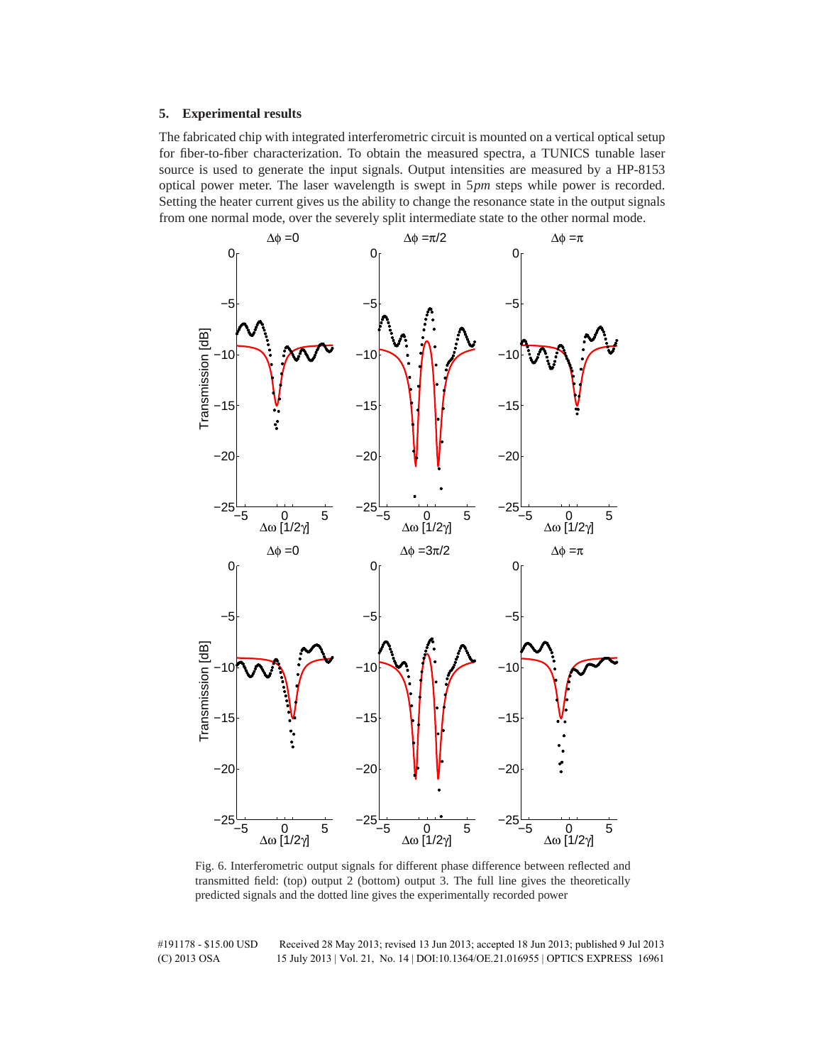## 5. Experimental results

The fabricated chip with integrated interferometric circuit is mounted on a vertical optical setup for fiber-to-fiber characterization. To obtain the measured spectra, a TUNICS tunable laser source is used to generate the input signals. Output intensities are measured by a HP-8153 optical power meter. The laser wavelength is swept in 5*pm* steps while power is recorded. Setting the heater current gives us the ability to change the resonance state in the output signals from one normal mode, over the severely split intermediate state to the other normal mode.

Fig. 6. Interferometric output signals for different phase difference between reflected and transmitted field: (top) output 2 (bottom) output 3. The full line gives the theoretically predicted signals and the dotted line gives the experimentally recorded power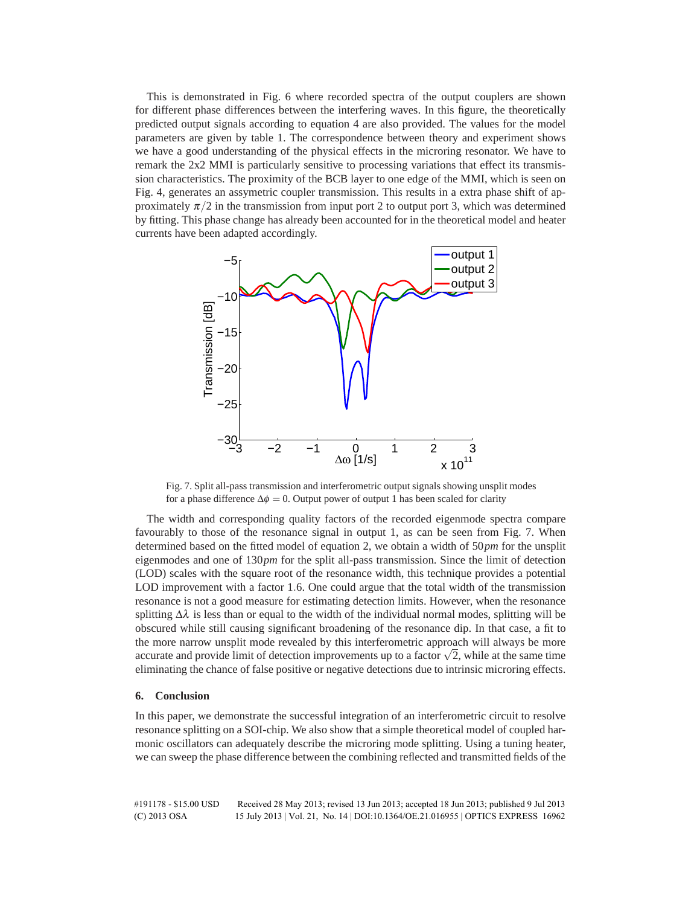This is demonstrated in Fig. 6 where recorded spectra of the output couplers are shown for different phase differences between the interfering waves. In this figure, the theoretically predicted output signals according to equation 4 are also provided. The values for the model parameters are given by table 1. The correspondence between theory and experiment shows we have a good understanding of the physical effects in the microring resonator. We have to remark the 2x2 MMI is particularly sensitive to processing variations that effect its transmission characteristics. The proximity of the BCB layer to one edge of the MMI, which is seen on Fig. 4, generates an assymetric coupler transmission. This results in a extra phase shift of approximately $\pi/2$ in the transmission from input port 2 to output port 3, which was determined by fitting. This phase change has already been accounted for in the theoretical model and heater currents have been adapted accordingly.

Fig. 7. Split all-pass transmission and interferometric output signals showing unsplit modes for a phase difference $\Delta\phi = 0$. Output power of output 1 has been scaled for clarity

The width and corresponding quality factors of the recorded eigenmode spectra compare favourably to those of the resonance signal in output 1, as can be seen from Fig. 7. When determined based on the fitted model of equation 2, we obtain a width of $50\,pm$ for the unsplit eigenmodes and one of $130\,pm$ for the split all-pass transmission. Since the limit of detection (LOD) scales with the square root of the resonance width, this technique provides a potential LOD improvement with a factor 1.6. One could argue that the total width of the transmission resonance is not a good measure for estimating detection limits. However, when the resonance splitting $\Delta\lambda$ is less than or equal to the width of the individual normal modes, splitting will be obscured while still causing significant broadening of the resonance dip. In that case, a fit to the more narrow unsplit mode revealed by this interferometric approach will always be more accurate and provide limit of detection improvements up to a factor $\sqrt{2}$, while at the same time eliminating the chance of false positive or negative detections due to intrinsic microring effects.

## 6. Conclusion

In this paper, we demonstrate the successful integration of an interferometric circuit to resolve resonance splitting on a SOI-chip. We also show that a simple theoretical model of coupled harmonic oscillators can adequately describe the microring mode splitting. Using a tuning heater, we can sweep the phase difference between the combining reflected and transmitted fields of the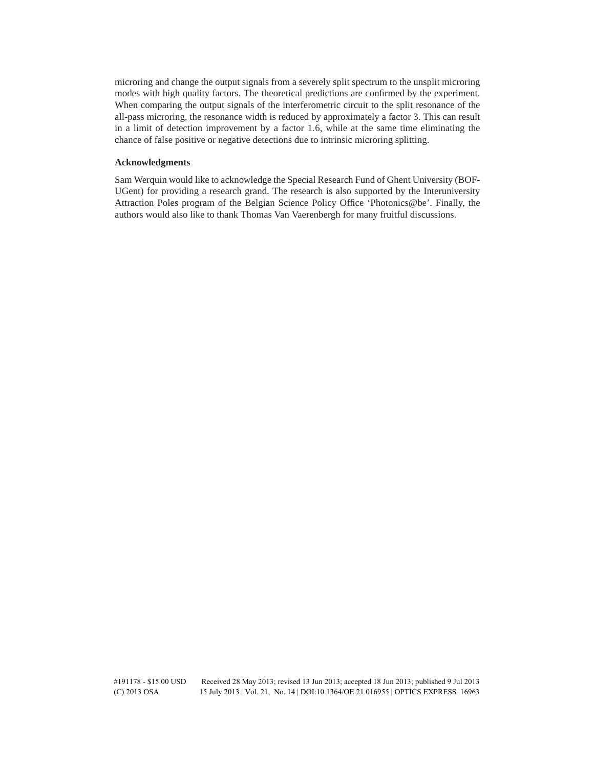microring and change the output signals from a severely split spectrum to the unsplit microring modes with high quality factors. The theoretical predictions are confirmed by the experiment. When comparing the output signals of the interferometric circuit to the split resonance of the all-pass microring, the resonance width is reduced by approximately a factor 3. This can result in a limit of detection improvement by a factor 1.6, while at the same time eliminating the chance of false positive or negative detections due to intrinsic microring splitting.

### Acknowledgments

Sam Werquin would like to acknowledge the Special Research Fund of Ghent University (BOF-UGent) for providing a research grand. The research is also supported by the Interuniversity Attraction Poles program of the Belgian Science Policy Office 'Photonics@be'. Finally, the authors would also like to thank Thomas Van Vaerenbergh for many fruitful discussions.